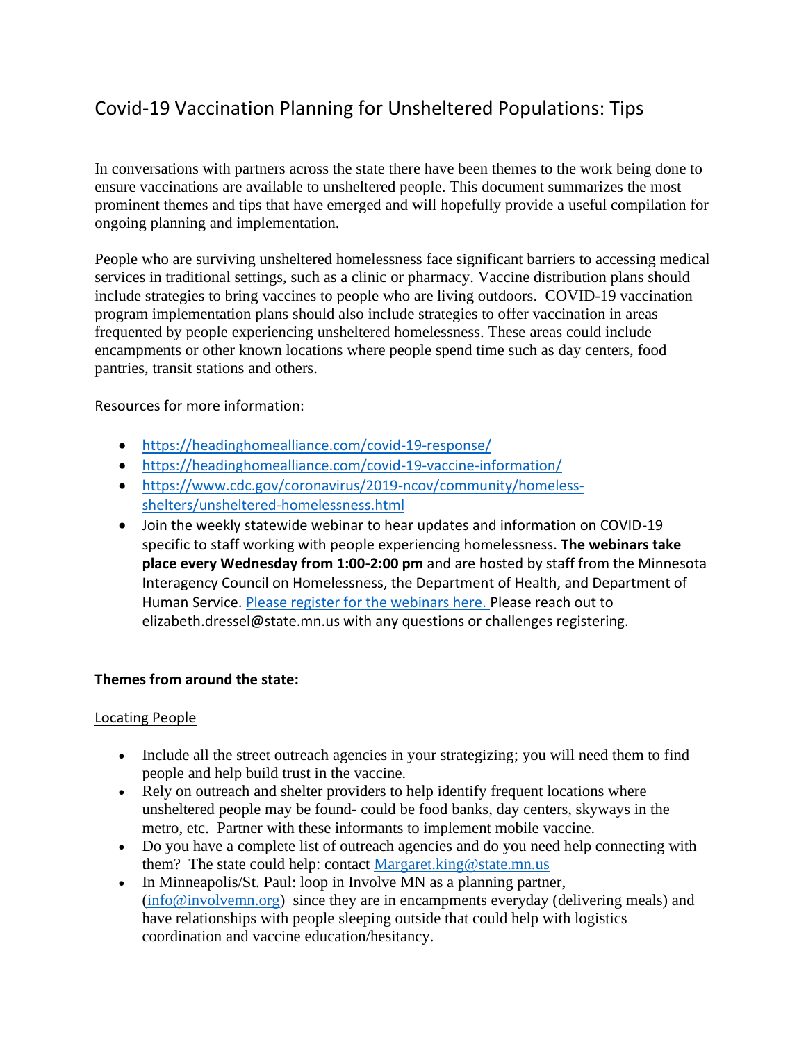# Covid-19 Vaccination Planning for Unsheltered Populations: Tips

In conversations with partners across the state there have been themes to the work being done to ensure vaccinations are available to unsheltered people. This document summarizes the most prominent themes and tips that have emerged and will hopefully provide a useful compilation for ongoing planning and implementation.

People who are surviving unsheltered homelessness face significant barriers to accessing medical services in traditional settings, such as a clinic or pharmacy. Vaccine distribution plans should include strategies to bring vaccines to people who are living outdoors. COVID-19 vaccination program implementation plans should also include strategies to offer vaccination in areas frequented by people experiencing unsheltered homelessness. These areas could include encampments or other known locations where people spend time such as day centers, food pantries, transit stations and others.

Resources for more information:

- https://headinghomealliance.com/covid-19-response/
- https://headinghomealliance.com/covid-19-vaccine-information/
- https://www.cdc.gov/coronavirus/2019-ncov/community/homeless-shelters/unsheltered-homelessness.html
- Join the weekly statewide webinar to hear updates and information on COVID-19 specific to staff working with people experiencing homelessness. **The webinars take place every Wednesday from 1:00-2:00 pm** and are hosted by staff from the Minnesota Interagency Council on Homelessness, the Department of Health, and Department of Human Service. Please register for the webinars here. Please reach out to elizabeth.dressel@state.mn.us with any questions or challenges registering.

**Themes from around the state:**

Locating People

- Include all the street outreach agencies in your strategizing; you will need them to find people and help build trust in the vaccine.
- Rely on outreach and shelter providers to help identify frequent locations where unsheltered people may be found- could be food banks, day centers, skyways in the metro, etc. Partner with these informants to implement mobile vaccine.
- Do you have a complete list of outreach agencies and do you need help connecting with them? The state could help: contact Margaret.king@state.mn.us
- In Minneapolis/St. Paul: loop in Involve MN as a planning partner, (info@involvemn.org) since they are in encampments everyday (delivering meals) and have relationships with people sleeping outside that could help with logistics coordination and vaccine education/hesitancy.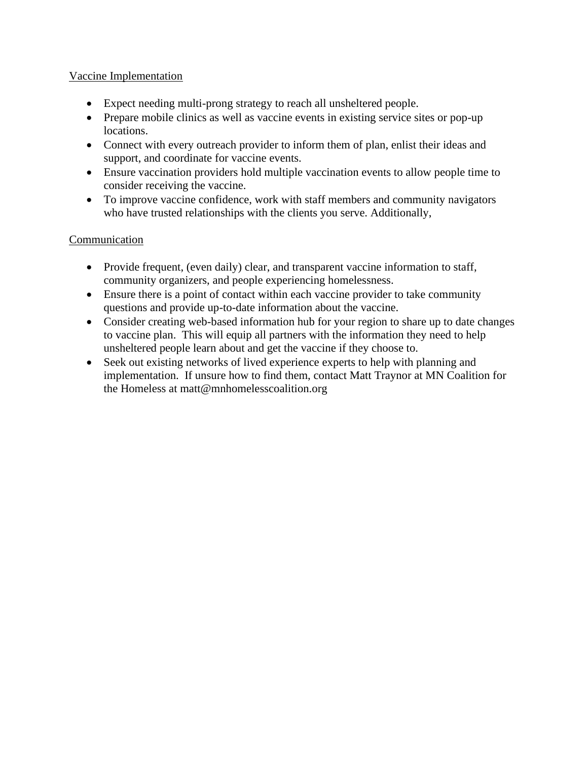<u>Vaccine Implementation</u>

- Expect needing multi-prong strategy to reach all unsheltered people.
- Prepare mobile clinics as well as vaccine events in existing service sites or pop-up locations.
- Connect with every outreach provider to inform them of plan, enlist their ideas and support, and coordinate for vaccine events.
- Ensure vaccination providers hold multiple vaccination events to allow people time to consider receiving the vaccine.
- To improve vaccine confidence, work with staff members and community navigators who have trusted relationships with the clients you serve. Additionally,

<u>Communication</u>

- Provide frequent, (even daily) clear, and transparent vaccine information to staff, community organizers, and people experiencing homelessness.
- Ensure there is a point of contact within each vaccine provider to take community questions and provide up-to-date information about the vaccine.
- Consider creating web-based information hub for your region to share up to date changes to vaccine plan. This will equip all partners with the information they need to help unsheltered people learn about and get the vaccine if they choose to.
- Seek out existing networks of lived experience experts to help with planning and implementation. If unsure how to find them, contact Matt Traynor at MN Coalition for the Homeless at matt@mnhomelesscoalition.org